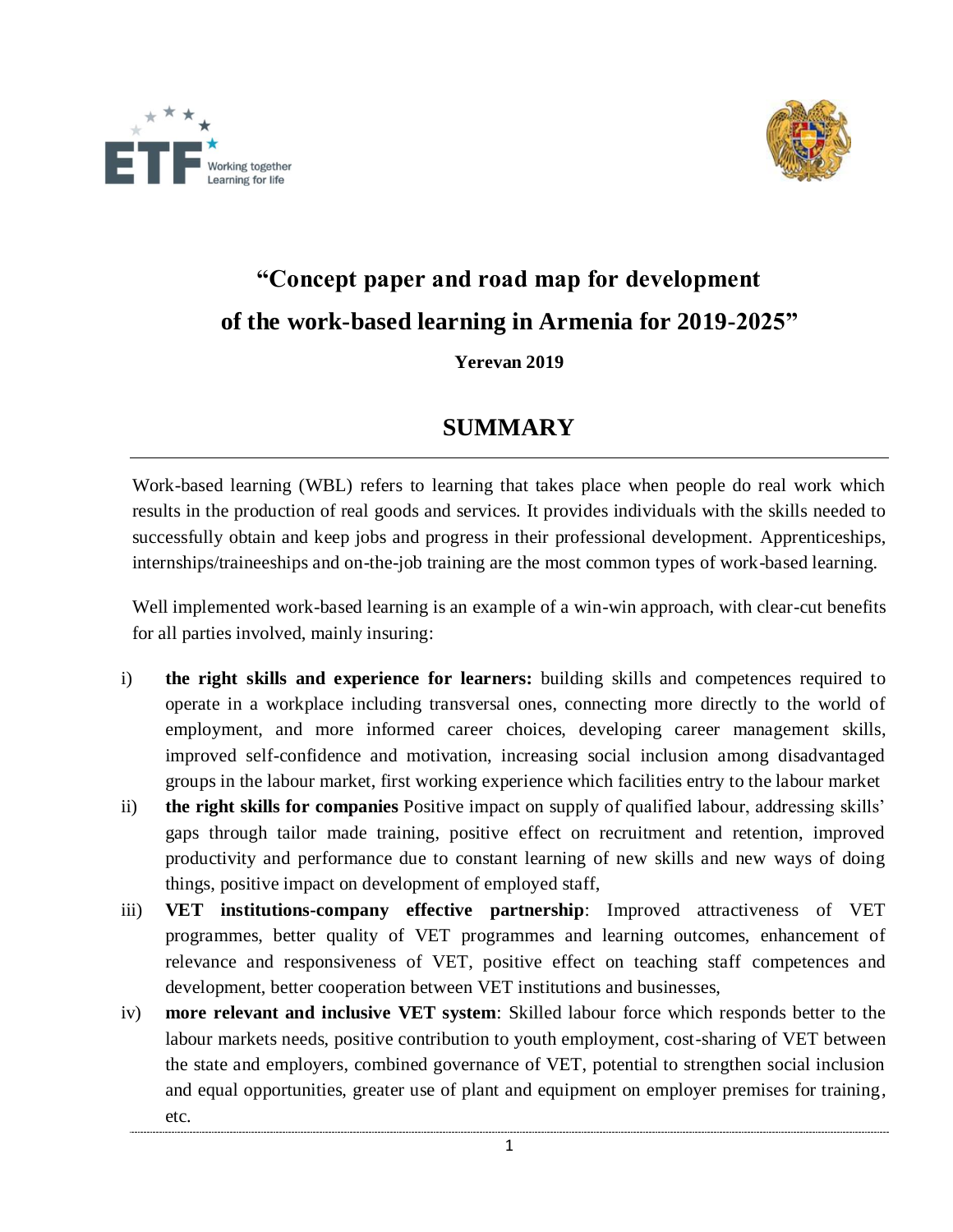# "Concept paper and road map for development of the work-based learning in Armenia for 2019-2025"

**Yerevan 2019**

## SUMMARY

Work-based learning (WBL) refers to learning that takes place when people do real work which results in the production of real goods and services. It provides individuals with the skills needed to successfully obtain and keep jobs and progress in their professional development. Apprenticeships, internships/traineeships and on-the-job training are the most common types of work-based learning.

Well implemented work-based learning is an example of a win-win approach, with clear-cut benefits for all parties involved, mainly insuring:

i) **the right skills and experience for learners:** building skills and competences required to operate in a workplace including transversal ones, connecting more directly to the world of employment, and more informed career choices, developing career management skills, improved self-confidence and motivation, increasing social inclusion among disadvantaged groups in the labour market, first working experience which facilities entry to the labour market

ii) **the right skills for companies** Positive impact on supply of qualified labour, addressing skills' gaps through tailor made training, positive effect on recruitment and retention, improved productivity and performance due to constant learning of new skills and new ways of doing things, positive impact on development of employed staff,

iii) **VET institutions-company effective partnership**: Improved attractiveness of VET programmes, better quality of VET programmes and learning outcomes, enhancement of relevance and responsiveness of VET, positive effect on teaching staff competences and development, better cooperation between VET institutions and businesses,

iv) **more relevant and inclusive VET system**: Skilled labour force which responds better to the labour markets needs, positive contribution to youth employment, cost-sharing of VET between the state and employers, combined governance of VET, potential to strengthen social inclusion and equal opportunities, greater use of plant and equipment on employer premises for training, etc.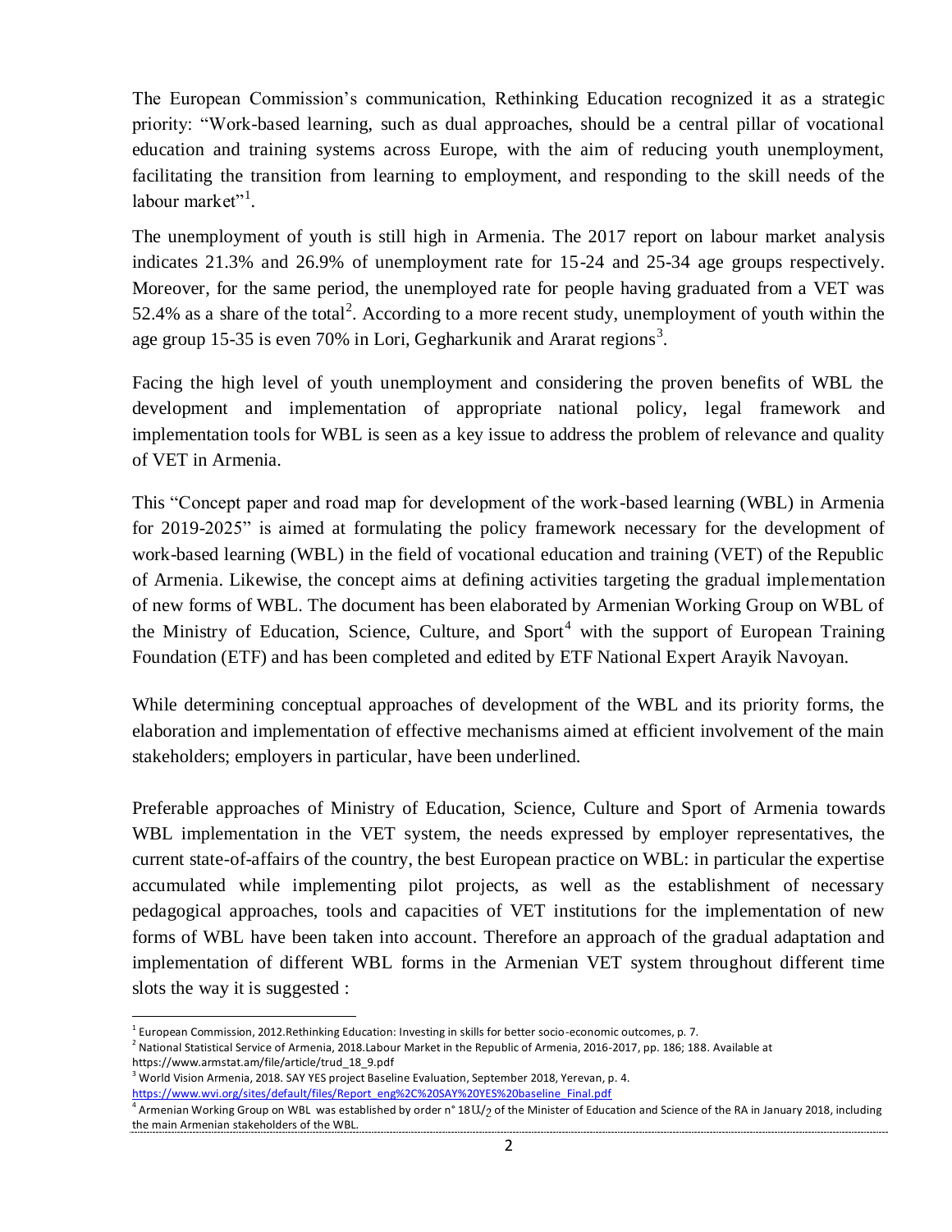The European Commission's communication, Rethinking Education recognized it as a strategic priority: "Work-based learning, such as dual approaches, should be a central pillar of vocational education and training systems across Europe, with the aim of reducing youth unemployment, facilitating the transition from learning to employment, and responding to the skill needs of the labour market"[1].

The unemployment of youth is still high in Armenia. The 2017 report on labour market analysis indicates 21.3% and 26.9% of unemployment rate for 15-24 and 25-34 age groups respectively. Moreover, for the same period, the unemployed rate for people having graduated from a VET was 52.4% as a share of the total[2]. According to a more recent study, unemployment of youth within the age group 15-35 is even 70% in Lori, Gegharkunik and Ararat regions[3].

Facing the high level of youth unemployment and considering the proven benefits of WBL the development and implementation of appropriate national policy, legal framework and implementation tools for WBL is seen as a key issue to address the problem of relevance and quality of VET in Armenia.

This "Concept paper and road map for development of the work-based learning (WBL) in Armenia for 2019-2025" is aimed at formulating the policy framework necessary for the development of work-based learning (WBL) in the field of vocational education and training (VET) of the Republic of Armenia. Likewise, the concept aims at defining activities targeting the gradual implementation of new forms of WBL. The document has been elaborated by Armenian Working Group on WBL of the Ministry of Education, Science, Culture, and Sport[4] with the support of European Training Foundation (ETF) and has been completed and edited by ETF National Expert Arayik Navoyan.

While determining conceptual approaches of development of the WBL and its priority forms, the elaboration and implementation of effective mechanisms aimed at efficient involvement of the main stakeholders; employers in particular, have been underlined.

Preferable approaches of Ministry of Education, Science, Culture and Sport of Armenia towards WBL implementation in the VET system, the needs expressed by employer representatives, the current state-of-affairs of the country, the best European practice on WBL: in particular the expertise accumulated while implementing pilot projects, as well as the establishment of necessary pedagogical approaches, tools and capacities of VET institutions for the implementation of new forms of WBL have been taken into account. Therefore an approach of the gradual adaptation and implementation of different WBL forms in the Armenian VET system throughout different time slots the way it is suggested :

---

[1] European Commission, 2012.Rethinking Education: Investing in skills for better socio-economic outcomes, p. 7.

[2] National Statistical Service of Armenia, 2018.Labour Market in the Republic of Armenia, 2016-2017, pp. 186; 188. Available at https://www.armstat.am/file/article/trud_18_9.pdf

[3] World Vision Armenia, 2018. SAY YES project Baseline Evaluation, September 2018, Yerevan, p. 4. https://www.wvi.org/sites/default/files/Report_eng%2C%20SAY%20YES%20baseline_Final.pdf

[4] Armenian Working Group on WBL was established by order n° 18Ա/2 of the Minister of Education and Science of the RA in January 2018, including the main Armenian stakeholders of the WBL.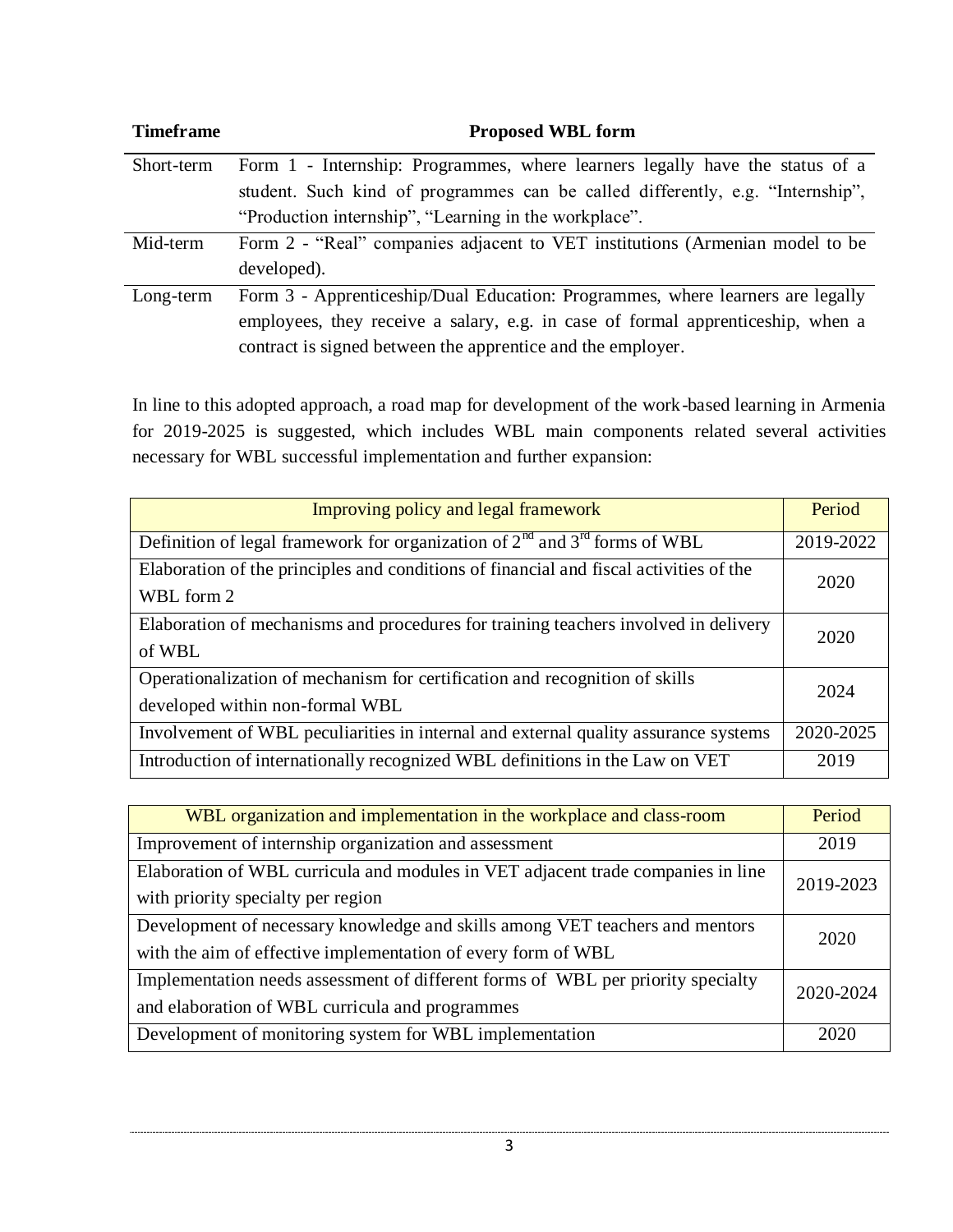| Timeframe | Proposed WBL form |
|---|---|
| Short-term | Form 1 - Internship: Programmes, where learners legally have the status of a student. Such kind of programmes can be called differently, e.g. "Internship", "Production internship", "Learning in the workplace". |
| Mid-term | Form 2 - "Real" companies adjacent to VET institutions (Armenian model to be developed). |
| Long-term | Form 3 - Apprenticeship/Dual Education: Programmes, where learners are legally employees, they receive a salary, e.g. in case of formal apprenticeship, when a contract is signed between the apprentice and the employer. |

In line to this adopted approach, a road map for development of the work-based learning in Armenia for 2019-2025 is suggested, which includes WBL main components related several activities necessary for WBL successful implementation and further expansion:

| Improving policy and legal framework | Period |
|---|---|
| Definition of legal framework for organization of 2nd and 3rd forms of WBL | 2019-2022 |
| Elaboration of the principles and conditions of financial and fiscal activities of the WBL form 2 | 2020 |
| Elaboration of mechanisms and procedures for training teachers involved in delivery of WBL | 2020 |
| Operationalization of mechanism for certification and recognition of skills developed within non-formal WBL | 2024 |
| Involvement of WBL peculiarities in internal and external quality assurance systems | 2020-2025 |
| Introduction of internationally recognized WBL definitions in the Law on VET | 2019 |

| WBL organization and implementation in the workplace and class-room | Period |
|---|---|
| Improvement of internship organization and assessment | 2019 |
| Elaboration of WBL curricula and modules in VET adjacent trade companies in line with priority specialty per region | 2019-2023 |
| Development of necessary knowledge and skills among VET teachers and mentors with the aim of effective implementation of every form of WBL | 2020 |
| Implementation needs assessment of different forms of WBL per priority specialty and elaboration of WBL curricula and programmes | 2020-2024 |
| Development of monitoring system for WBL implementation | 2020 |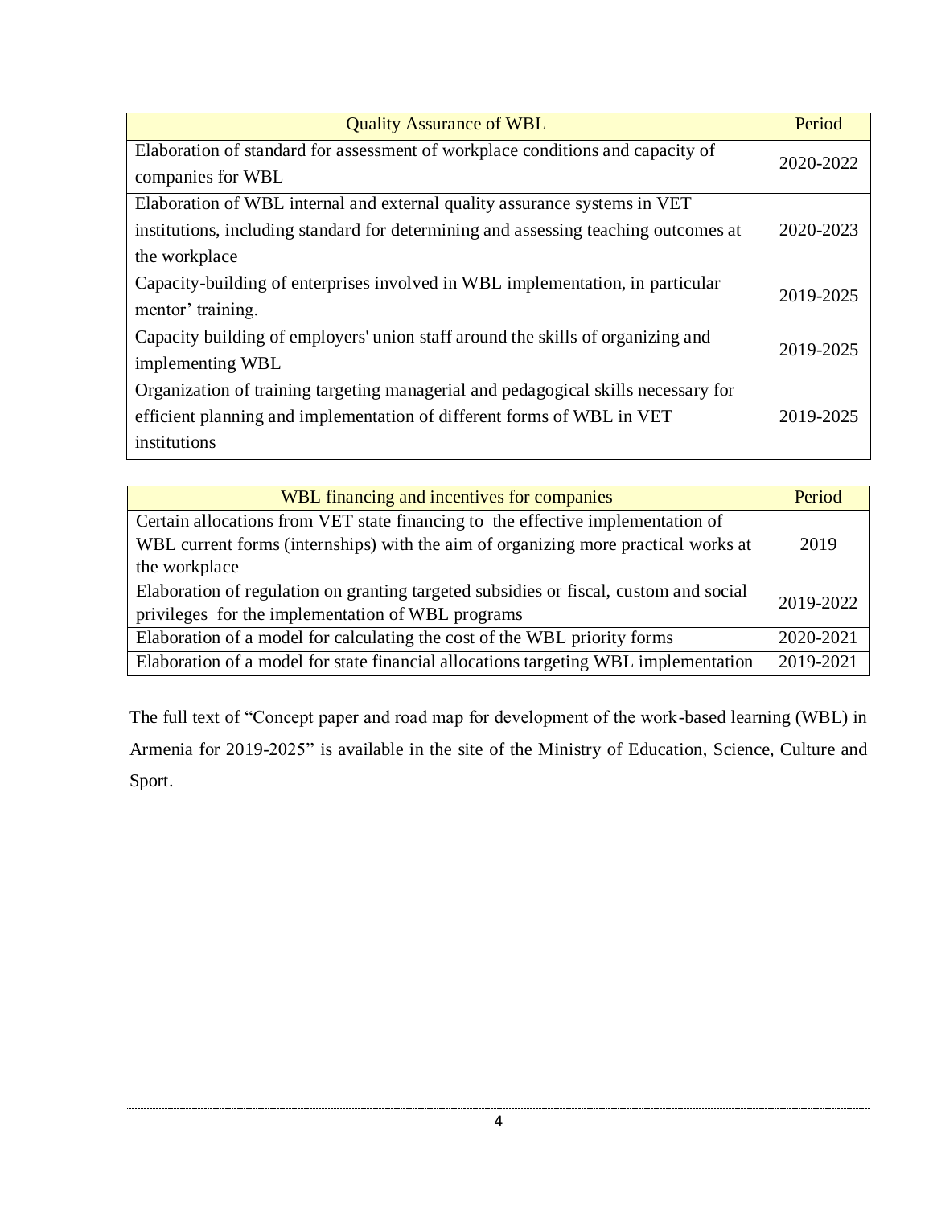| Quality Assurance of WBL | Period |
|---|---|
| Elaboration of standard for assessment of workplace conditions and capacity of companies for WBL | 2020-2022 |
| Elaboration of WBL internal and external quality assurance systems in VET institutions, including standard for determining and assessing teaching outcomes at the workplace | 2020-2023 |
| Capacity-building of enterprises involved in WBL implementation, in particular mentor' training. | 2019-2025 |
| Capacity building of employers' union staff around the skills of organizing and implementing WBL | 2019-2025 |
| Organization of training targeting managerial and pedagogical skills necessary for efficient planning and implementation of different forms of WBL in VET institutions | 2019-2025 |

| WBL financing and incentives for companies | Period |
|---|---|
| Certain allocations from VET state financing to the effective implementation of WBL current forms (internships) with the aim of organizing more practical works at the workplace | 2019 |
| Elaboration of regulation on granting targeted subsidies or fiscal, custom and social privileges for the implementation of WBL programs | 2019-2022 |
| Elaboration of a model for calculating the cost of the WBL priority forms | 2020-2021 |
| Elaboration of a model for state financial allocations targeting WBL implementation | 2019-2021 |

The full text of "Concept paper and road map for development of the work-based learning (WBL) in Armenia for 2019-2025" is available in the site of the Ministry of Education, Science, Culture and Sport.